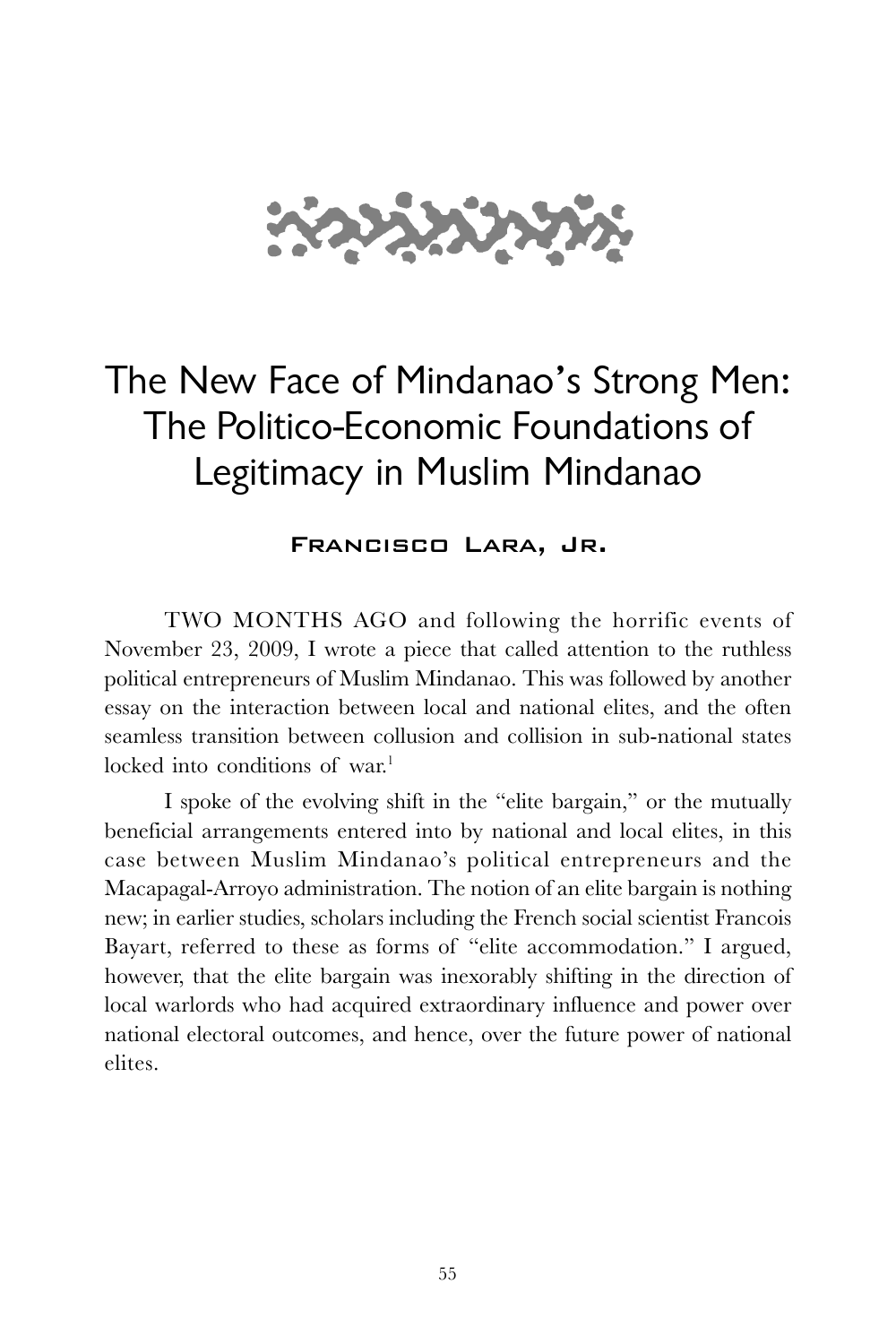# The New Face of Mindanao's Strong Men: The Politico-Economic Foundations of Legitimacy in Muslim Mindanao

**Francisco Lara, Jr.**

TWO MONTHS AGO and following the horrific events of November 23, 2009, I wrote a piece that called attention to the ruthless political entrepreneurs of Muslim Mindanao. This was followed by another essay on the interaction between local and national elites, and the often seamless transition between collusion and collision in sub-national states locked into conditions of war.[1]

I spoke of the evolving shift in the "elite bargain," or the mutually beneficial arrangements entered into by national and local elites, in this case between Muslim Mindanao's political entrepreneurs and the Macapagal-Arroyo administration. The notion of an elite bargain is nothing new; in earlier studies, scholars including the French social scientist Francois Bayart, referred to these as forms of "elite accommodation." I argued, however, that the elite bargain was inexorably shifting in the direction of local warlords who had acquired extraordinary influence and power over national electoral outcomes, and hence, over the future power of national elites.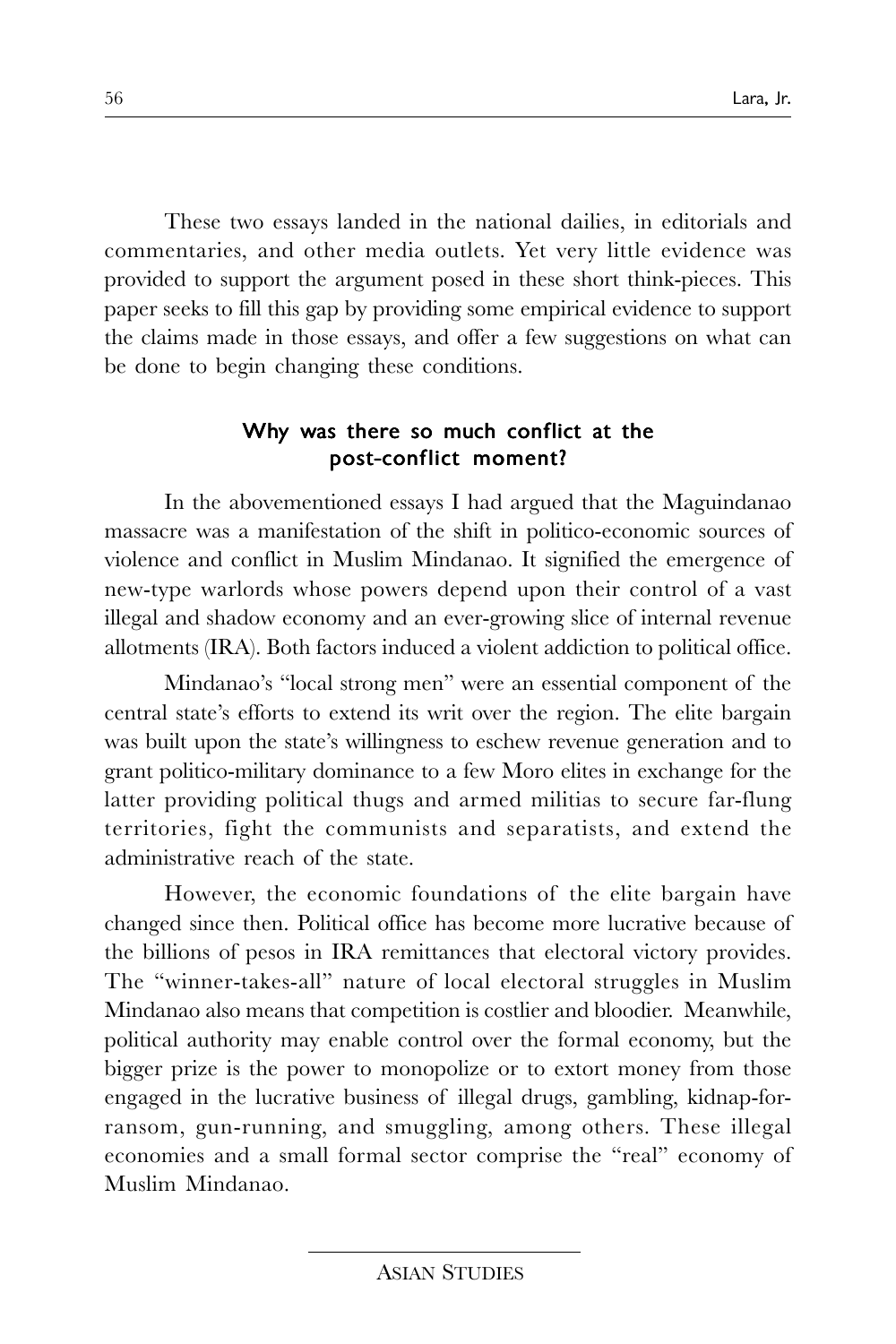These two essays landed in the national dailies, in editorials and commentaries, and other media outlets. Yet very little evidence was provided to support the argument posed in these short think-pieces. This paper seeks to fill this gap by providing some empirical evidence to support the claims made in those essays, and offer a few suggestions on what can be done to begin changing these conditions.

## Why was there so much conflict at the post-conflict moment?

In the abovementioned essays I had argued that the Maguindanao massacre was a manifestation of the shift in politico-economic sources of violence and conflict in Muslim Mindanao. It signified the emergence of new-type warlords whose powers depend upon their control of a vast illegal and shadow economy and an ever-growing slice of internal revenue allotments (IRA). Both factors induced a violent addiction to political office.

Mindanao's "local strong men" were an essential component of the central state's efforts to extend its writ over the region. The elite bargain was built upon the state's willingness to eschew revenue generation and to grant politico-military dominance to a few Moro elites in exchange for the latter providing political thugs and armed militias to secure far-flung territories, fight the communists and separatists, and extend the administrative reach of the state.

However, the economic foundations of the elite bargain have changed since then. Political office has become more lucrative because of the billions of pesos in IRA remittances that electoral victory provides. The "winner-takes-all" nature of local electoral struggles in Muslim Mindanao also means that competition is costlier and bloodier. Meanwhile, political authority may enable control over the formal economy, but the bigger prize is the power to monopolize or to extort money from those engaged in the lucrative business of illegal drugs, gambling, kidnap-for-ransom, gun-running, and smuggling, among others. These illegal economies and a small formal sector comprise the "real" economy of Muslim Mindanao.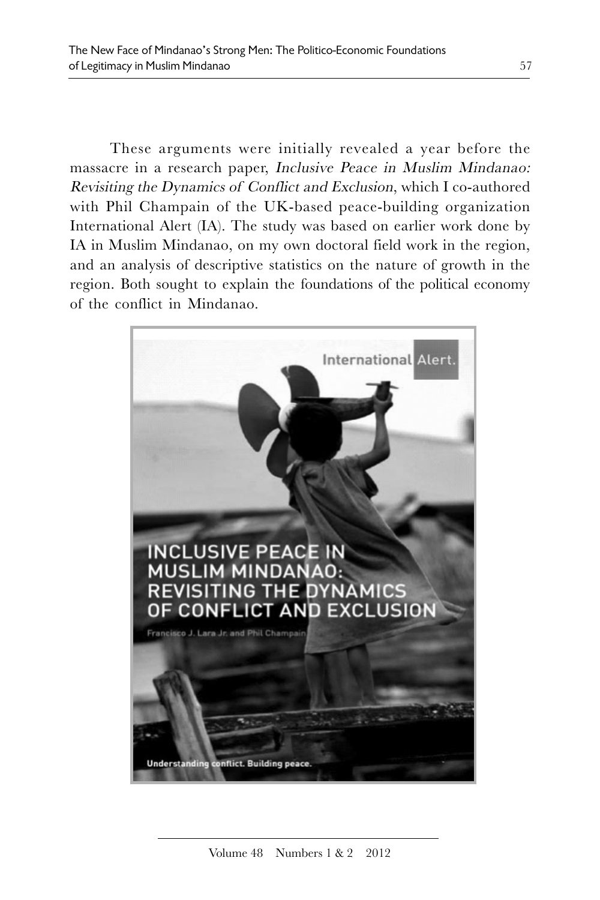These arguments were initially revealed a year before the massacre in a research paper, *Inclusive Peace in Muslim Mindanao: Revisiting the Dynamics of Conflict and Exclusion*, which I co-authored with Phil Champain of the UK-based peace-building organization International Alert (IA). The study was based on earlier work done by IA in Muslim Mindanao, on my own doctoral field work in the region, and an analysis of descriptive statistics on the nature of growth in the region. Both sought to explain the foundations of the political economy of the conflict in Mindanao.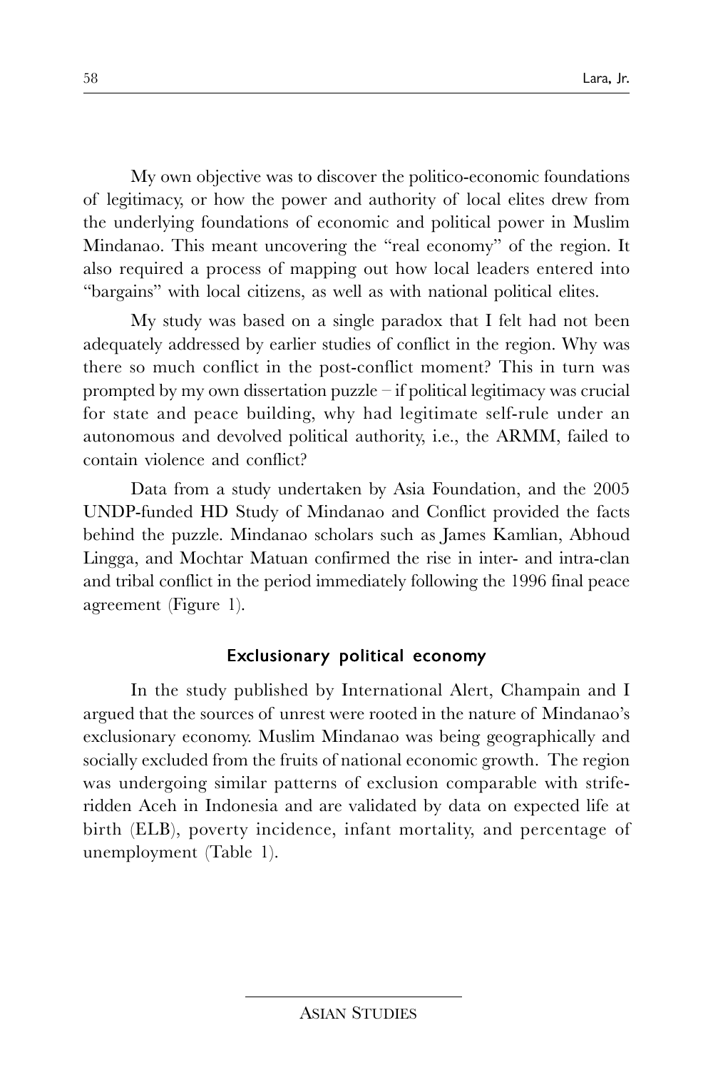My own objective was to discover the politico-economic foundations of legitimacy, or how the power and authority of local elites drew from the underlying foundations of economic and political power in Muslim Mindanao. This meant uncovering the "real economy" of the region. It also required a process of mapping out how local leaders entered into "bargains" with local citizens, as well as with national political elites.

My study was based on a single paradox that I felt had not been adequately addressed by earlier studies of conflict in the region. Why was there so much conflict in the post-conflict moment? This in turn was prompted by my own dissertation puzzle – if political legitimacy was crucial for state and peace building, why had legitimate self-rule under an autonomous and devolved political authority, i.e., the ARMM, failed to contain violence and conflict?

Data from a study undertaken by Asia Foundation, and the 2005 UNDP-funded HD Study of Mindanao and Conflict provided the facts behind the puzzle. Mindanao scholars such as James Kamlian, Abhoud Lingga, and Mochtar Matuan confirmed the rise in inter- and intra-clan and tribal conflict in the period immediately following the 1996 final peace agreement (Figure 1).

## Exclusionary political economy

In the study published by International Alert, Champain and I argued that the sources of unrest were rooted in the nature of Mindanao's exclusionary economy. Muslim Mindanao was being geographically and socially excluded from the fruits of national economic growth. The region was undergoing similar patterns of exclusion comparable with strife-ridden Aceh in Indonesia and are validated by data on expected life at birth (ELB), poverty incidence, infant mortality, and percentage of unemployment (Table 1).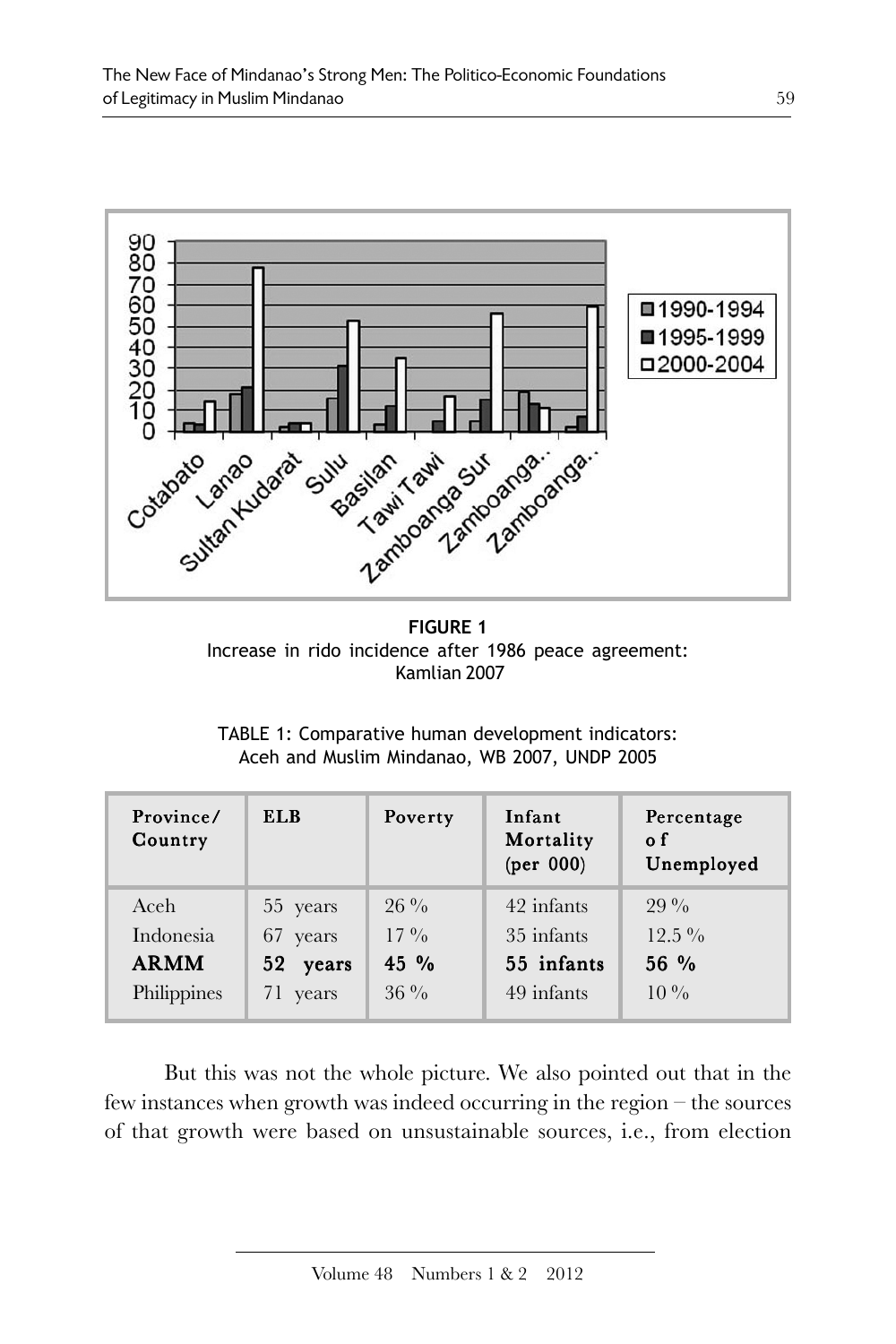**FIGURE 1**
Increase in rido incidence after 1986 peace agreement: Kamlian 2007

TABLE 1: Comparative human development indicators: Aceh and Muslim Mindanao, WB 2007, UNDP 2005

| Province/ Country | ELB | Poverty | Infant Mortality (per 000) | Percentage of Unemployed |
|---|---|---|---|---|
| Aceh | 55 years | 26 % | 42 infants | 29 % |
| Indonesia | 67 years | 17 % | 35 infants | 12.5 % |
| **ARMM** | **52 years** | **45 %** | **55 infants** | **56 %** |
| Philippines | 71 years | 36 % | 49 infants | 10 % |

But this was not the whole picture. We also pointed out that in the few instances when growth was indeed occurring in the region – the sources of that growth were based on unsustainable sources, i.e., from election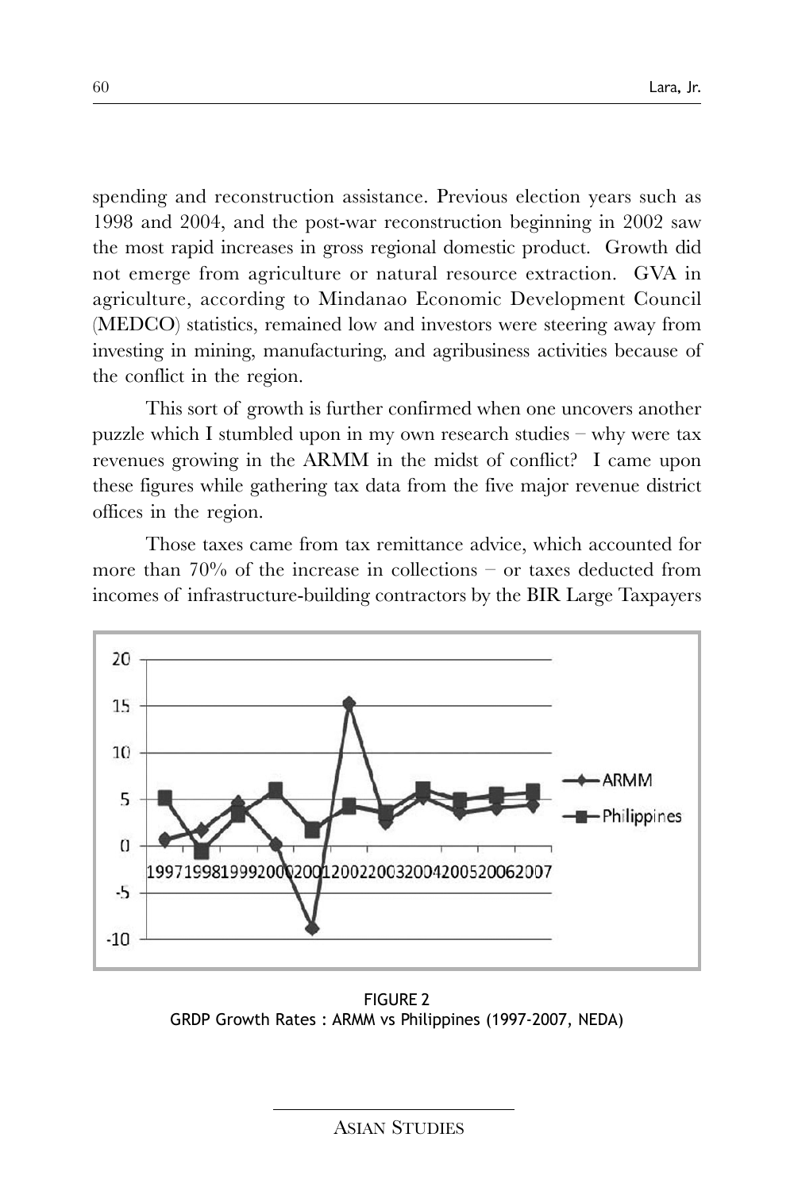spending and reconstruction assistance. Previous election years such as 1998 and 2004, and the post-war reconstruction beginning in 2002 saw the most rapid increases in gross regional domestic product. Growth did not emerge from agriculture or natural resource extraction. GVA in agriculture, according to Mindanao Economic Development Council (MEDCO) statistics, remained low and investors were steering away from investing in mining, manufacturing, and agribusiness activities because of the conflict in the region.

This sort of growth is further confirmed when one uncovers another puzzle which I stumbled upon in my own research studies – why were tax revenues growing in the ARMM in the midst of conflict? I came upon these figures while gathering tax data from the five major revenue district offices in the region.

Those taxes came from tax remittance advice, which accounted for more than 70% of the increase in collections – or taxes deducted from incomes of infrastructure-building contractors by the BIR Large Taxpayers

FIGURE 2
GRDP Growth Rates : ARMM vs Philippines (1997-2007, NEDA)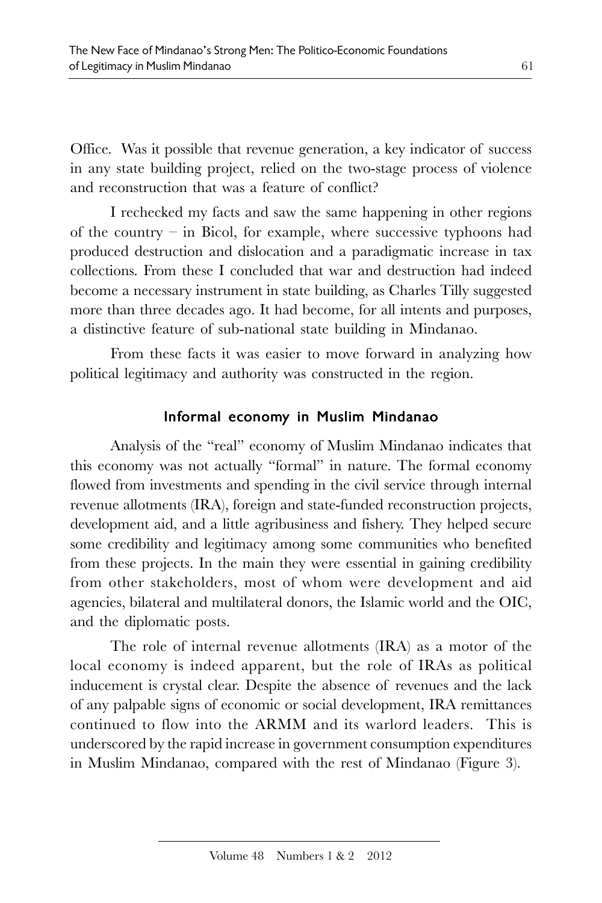Office. Was it possible that revenue generation, a key indicator of success in any state building project, relied on the two-stage process of violence and reconstruction that was a feature of conflict?

I rechecked my facts and saw the same happening in other regions of the country – in Bicol, for example, where successive typhoons had produced destruction and dislocation and a paradigmatic increase in tax collections. From these I concluded that war and destruction had indeed become a necessary instrument in state building, as Charles Tilly suggested more than three decades ago. It had become, for all intents and purposes, a distinctive feature of sub-national state building in Mindanao.

From these facts it was easier to move forward in analyzing how political legitimacy and authority was constructed in the region.

## Informal economy in Muslim Mindanao

Analysis of the "real" economy of Muslim Mindanao indicates that this economy was not actually "formal" in nature. The formal economy flowed from investments and spending in the civil service through internal revenue allotments (IRA), foreign and state-funded reconstruction projects, development aid, and a little agribusiness and fishery. They helped secure some credibility and legitimacy among some communities who benefited from these projects. In the main they were essential in gaining credibility from other stakeholders, most of whom were development and aid agencies, bilateral and multilateral donors, the Islamic world and the OIC, and the diplomatic posts.

The role of internal revenue allotments (IRA) as a motor of the local economy is indeed apparent, but the role of IRAs as political inducement is crystal clear. Despite the absence of revenues and the lack of any palpable signs of economic or social development, IRA remittances continued to flow into the ARMM and its warlord leaders. This is underscored by the rapid increase in government consumption expenditures in Muslim Mindanao, compared with the rest of Mindanao (Figure 3).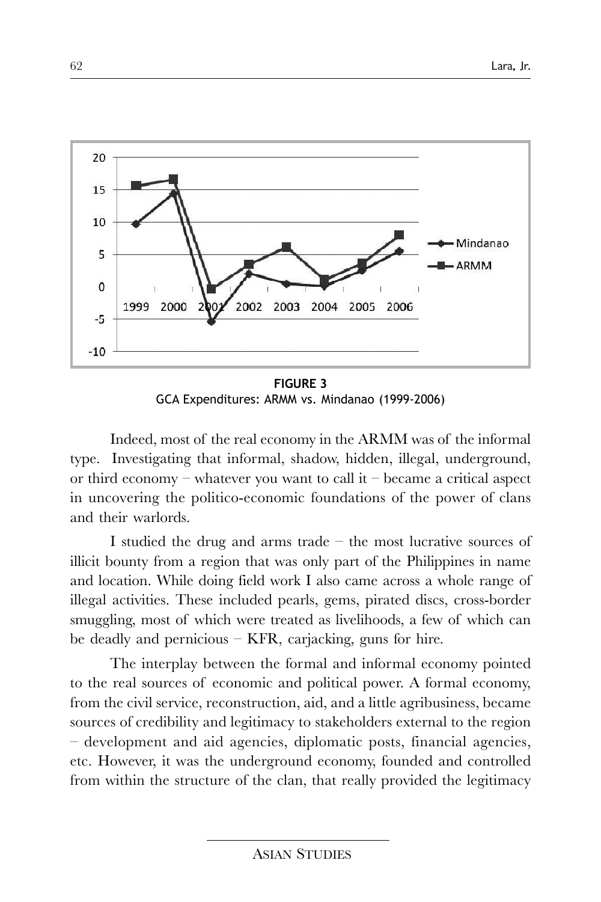**FIGURE 3**
GCA Expenditures: ARMM vs. Mindanao (1999-2006)

Indeed, most of the real economy in the ARMM was of the informal type. Investigating that informal, shadow, hidden, illegal, underground, or third economy – whatever you want to call it – became a critical aspect in uncovering the politico-economic foundations of the power of clans and their warlords.

I studied the drug and arms trade – the most lucrative sources of illicit bounty from a region that was only part of the Philippines in name and location. While doing field work I also came across a whole range of illegal activities. These included pearls, gems, pirated discs, cross-border smuggling, most of which were treated as livelihoods, a few of which can be deadly and pernicious – KFR, carjacking, guns for hire.

The interplay between the formal and informal economy pointed to the real sources of economic and political power. A formal economy, from the civil service, reconstruction, aid, and a little agribusiness, became sources of credibility and legitimacy to stakeholders external to the region – development and aid agencies, diplomatic posts, financial agencies, etc. However, it was the underground economy, founded and controlled from within the structure of the clan, that really provided the legitimacy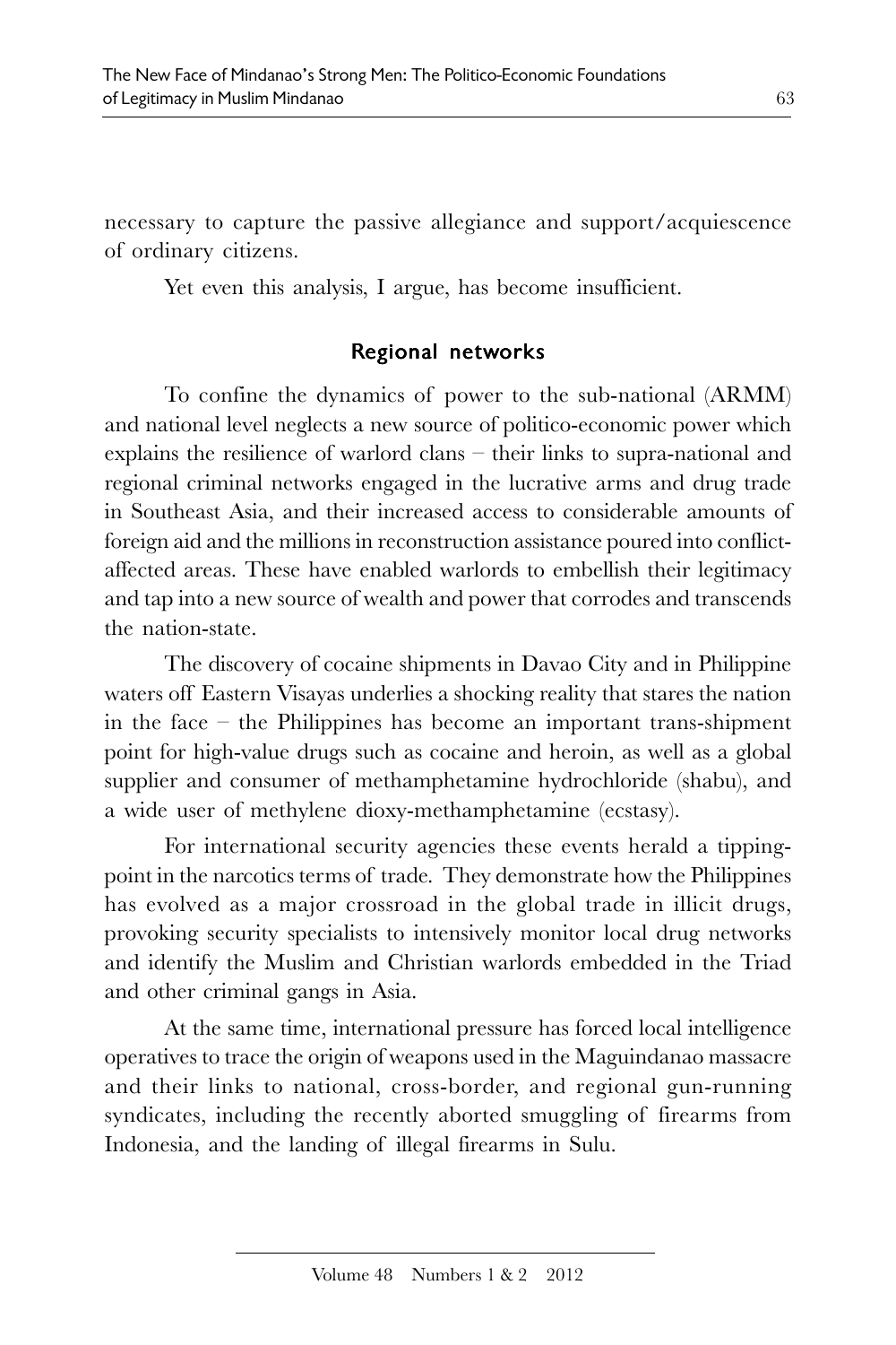necessary to capture the passive allegiance and support/acquiescence of ordinary citizens.

Yet even this analysis, I argue, has become insufficient.

## Regional networks

To confine the dynamics of power to the sub-national (ARMM) and national level neglects a new source of politico-economic power which explains the resilience of warlord clans – their links to supra-national and regional criminal networks engaged in the lucrative arms and drug trade in Southeast Asia, and their increased access to considerable amounts of foreign aid and the millions in reconstruction assistance poured into conflict-affected areas. These have enabled warlords to embellish their legitimacy and tap into a new source of wealth and power that corrodes and transcends the nation-state.

The discovery of cocaine shipments in Davao City and in Philippine waters off Eastern Visayas underlies a shocking reality that stares the nation in the face – the Philippines has become an important trans-shipment point for high-value drugs such as cocaine and heroin, as well as a global supplier and consumer of methamphetamine hydrochloride (shabu), and a wide user of methylene dioxy-methamphetamine (ecstasy).

For international security agencies these events herald a tipping-point in the narcotics terms of trade. They demonstrate how the Philippines has evolved as a major crossroad in the global trade in illicit drugs, provoking security specialists to intensively monitor local drug networks and identify the Muslim and Christian warlords embedded in the Triad and other criminal gangs in Asia.

At the same time, international pressure has forced local intelligence operatives to trace the origin of weapons used in the Maguindanao massacre and their links to national, cross-border, and regional gun-running syndicates, including the recently aborted smuggling of firearms from Indonesia, and the landing of illegal firearms in Sulu.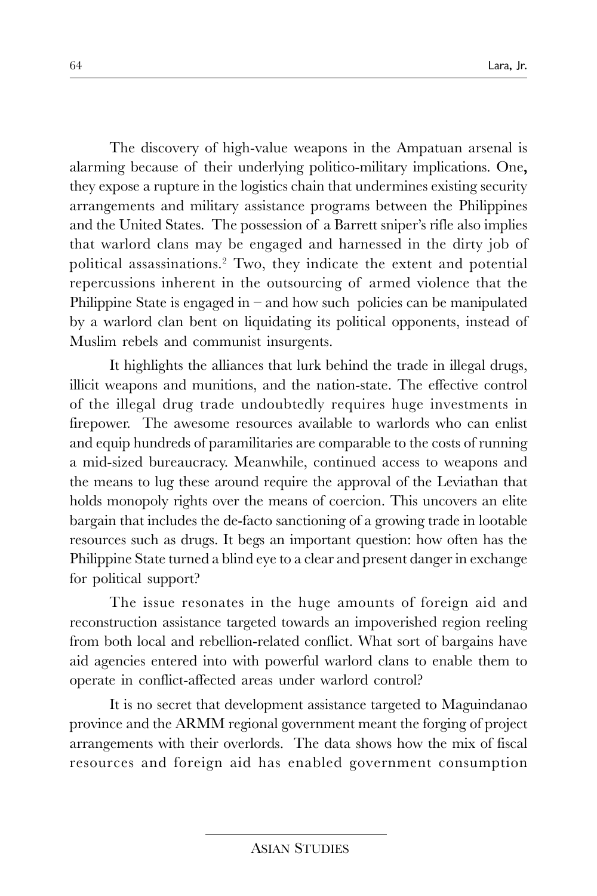The discovery of high-value weapons in the Ampatuan arsenal is alarming because of their underlying politico-military implications. One**,** they expose a rupture in the logistics chain that undermines existing security arrangements and military assistance programs between the Philippines and the United States. The possession of a Barrett sniper's rifle also implies that warlord clans may be engaged and harnessed in the dirty job of political assassinations.[2] Two, they indicate the extent and potential repercussions inherent in the outsourcing of armed violence that the Philippine State is engaged in – and how such policies can be manipulated by a warlord clan bent on liquidating its political opponents, instead of Muslim rebels and communist insurgents.

It highlights the alliances that lurk behind the trade in illegal drugs, illicit weapons and munitions, and the nation-state. The effective control of the illegal drug trade undoubtedly requires huge investments in firepower. The awesome resources available to warlords who can enlist and equip hundreds of paramilitaries are comparable to the costs of running a mid-sized bureaucracy. Meanwhile, continued access to weapons and the means to lug these around require the approval of the Leviathan that holds monopoly rights over the means of coercion. This uncovers an elite bargain that includes the de-facto sanctioning of a growing trade in lootable resources such as drugs. It begs an important question: how often has the Philippine State turned a blind eye to a clear and present danger in exchange for political support?

The issue resonates in the huge amounts of foreign aid and reconstruction assistance targeted towards an impoverished region reeling from both local and rebellion-related conflict. What sort of bargains have aid agencies entered into with powerful warlord clans to enable them to operate in conflict-affected areas under warlord control?

It is no secret that development assistance targeted to Maguindanao province and the ARMM regional government meant the forging of project arrangements with their overlords. The data shows how the mix of fiscal resources and foreign aid has enabled government consumption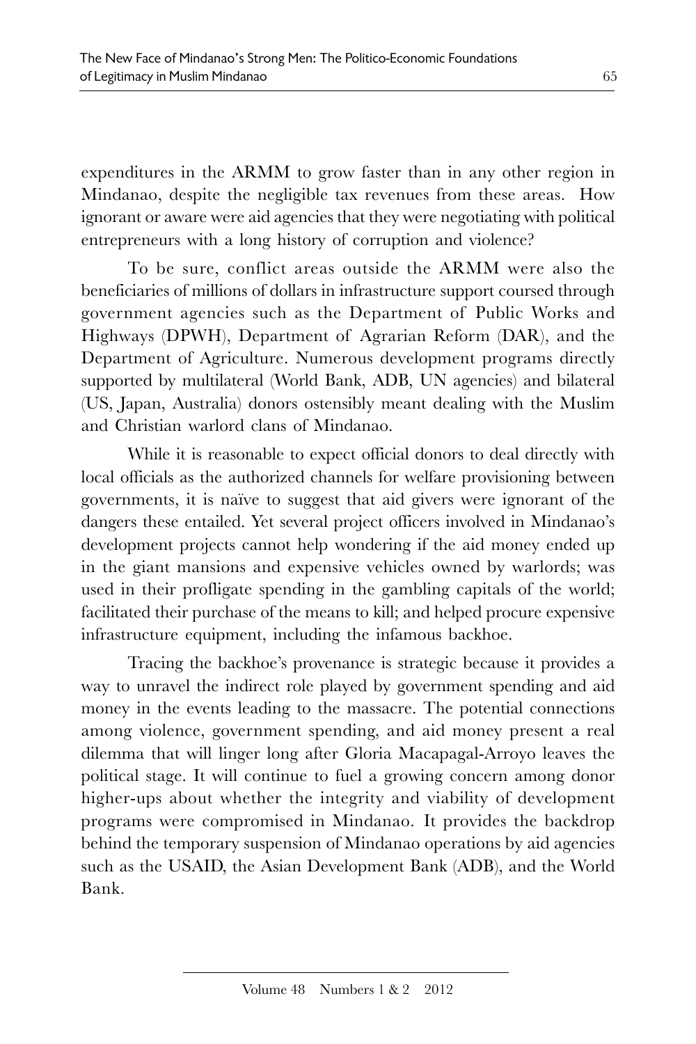expenditures in the ARMM to grow faster than in any other region in Mindanao, despite the negligible tax revenues from these areas. How ignorant or aware were aid agencies that they were negotiating with political entrepreneurs with a long history of corruption and violence?

To be sure, conflict areas outside the ARMM were also the beneficiaries of millions of dollars in infrastructure support coursed through government agencies such as the Department of Public Works and Highways (DPWH), Department of Agrarian Reform (DAR), and the Department of Agriculture. Numerous development programs directly supported by multilateral (World Bank, ADB, UN agencies) and bilateral (US, Japan, Australia) donors ostensibly meant dealing with the Muslim and Christian warlord clans of Mindanao.

While it is reasonable to expect official donors to deal directly with local officials as the authorized channels for welfare provisioning between governments, it is naïve to suggest that aid givers were ignorant of the dangers these entailed. Yet several project officers involved in Mindanao's development projects cannot help wondering if the aid money ended up in the giant mansions and expensive vehicles owned by warlords; was used in their profligate spending in the gambling capitals of the world; facilitated their purchase of the means to kill; and helped procure expensive infrastructure equipment, including the infamous backhoe.

Tracing the backhoe's provenance is strategic because it provides a way to unravel the indirect role played by government spending and aid money in the events leading to the massacre. The potential connections among violence, government spending, and aid money present a real dilemma that will linger long after Gloria Macapagal-Arroyo leaves the political stage. It will continue to fuel a growing concern among donor higher-ups about whether the integrity and viability of development programs were compromised in Mindanao. It provides the backdrop behind the temporary suspension of Mindanao operations by aid agencies such as the USAID, the Asian Development Bank (ADB), and the World Bank.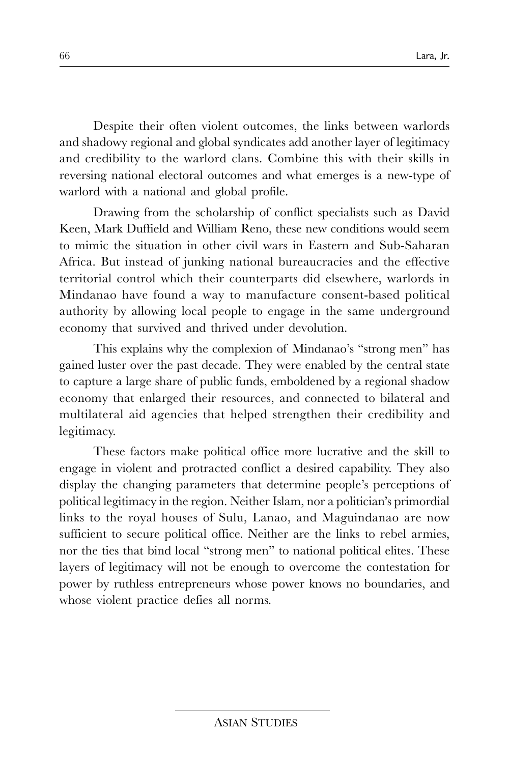Despite their often violent outcomes, the links between warlords and shadowy regional and global syndicates add another layer of legitimacy and credibility to the warlord clans. Combine this with their skills in reversing national electoral outcomes and what emerges is a new-type of warlord with a national and global profile.

Drawing from the scholarship of conflict specialists such as David Keen, Mark Duffield and William Reno, these new conditions would seem to mimic the situation in other civil wars in Eastern and Sub-Saharan Africa. But instead of junking national bureaucracies and the effective territorial control which their counterparts did elsewhere, warlords in Mindanao have found a way to manufacture consent-based political authority by allowing local people to engage in the same underground economy that survived and thrived under devolution.

This explains why the complexion of Mindanao's "strong men" has gained luster over the past decade. They were enabled by the central state to capture a large share of public funds, emboldened by a regional shadow economy that enlarged their resources, and connected to bilateral and multilateral aid agencies that helped strengthen their credibility and legitimacy.

These factors make political office more lucrative and the skill to engage in violent and protracted conflict a desired capability. They also display the changing parameters that determine people's perceptions of political legitimacy in the region. Neither Islam, nor a politician's primordial links to the royal houses of Sulu, Lanao, and Maguindanao are now sufficient to secure political office. Neither are the links to rebel armies, nor the ties that bind local "strong men" to national political elites. These layers of legitimacy will not be enough to overcome the contestation for power by ruthless entrepreneurs whose power knows no boundaries, and whose violent practice defies all norms.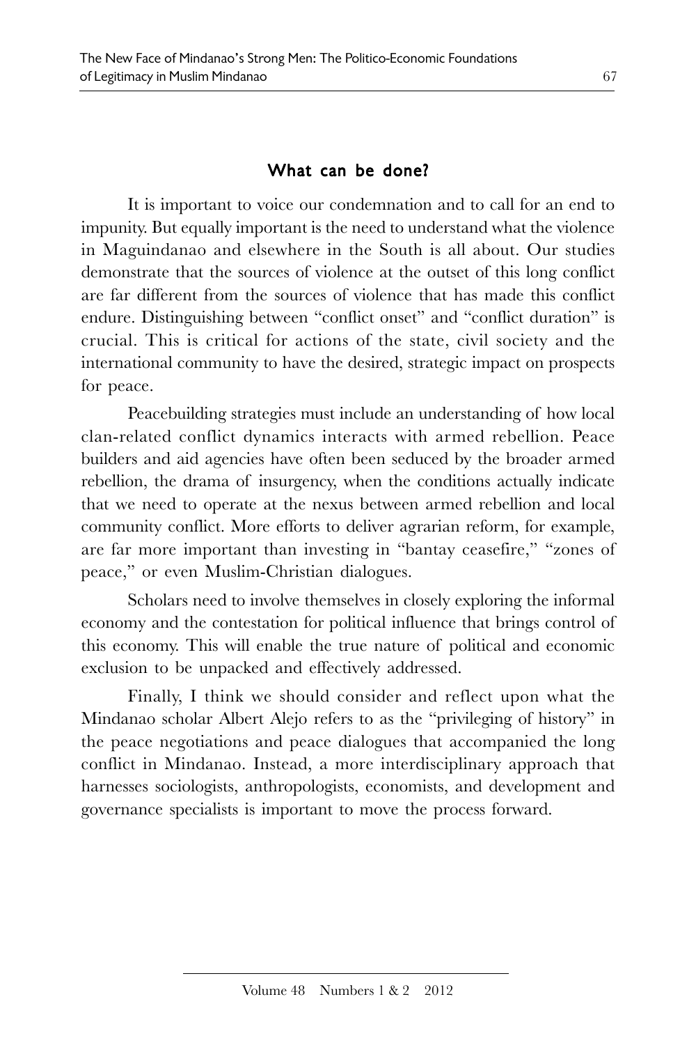## What can be done?

It is important to voice our condemnation and to call for an end to impunity. But equally important is the need to understand what the violence in Maguindanao and elsewhere in the South is all about. Our studies demonstrate that the sources of violence at the outset of this long conflict are far different from the sources of violence that has made this conflict endure. Distinguishing between "conflict onset" and "conflict duration" is crucial. This is critical for actions of the state, civil society and the international community to have the desired, strategic impact on prospects for peace.

Peacebuilding strategies must include an understanding of how local clan-related conflict dynamics interacts with armed rebellion. Peace builders and aid agencies have often been seduced by the broader armed rebellion, the drama of insurgency, when the conditions actually indicate that we need to operate at the nexus between armed rebellion and local community conflict. More efforts to deliver agrarian reform, for example, are far more important than investing in "bantay ceasefire," "zones of peace," or even Muslim-Christian dialogues.

Scholars need to involve themselves in closely exploring the informal economy and the contestation for political influence that brings control of this economy. This will enable the true nature of political and economic exclusion to be unpacked and effectively addressed.

Finally, I think we should consider and reflect upon what the Mindanao scholar Albert Alejo refers to as the "privileging of history" in the peace negotiations and peace dialogues that accompanied the long conflict in Mindanao. Instead, a more interdisciplinary approach that harnesses sociologists, anthropologists, economists, and development and governance specialists is important to move the process forward.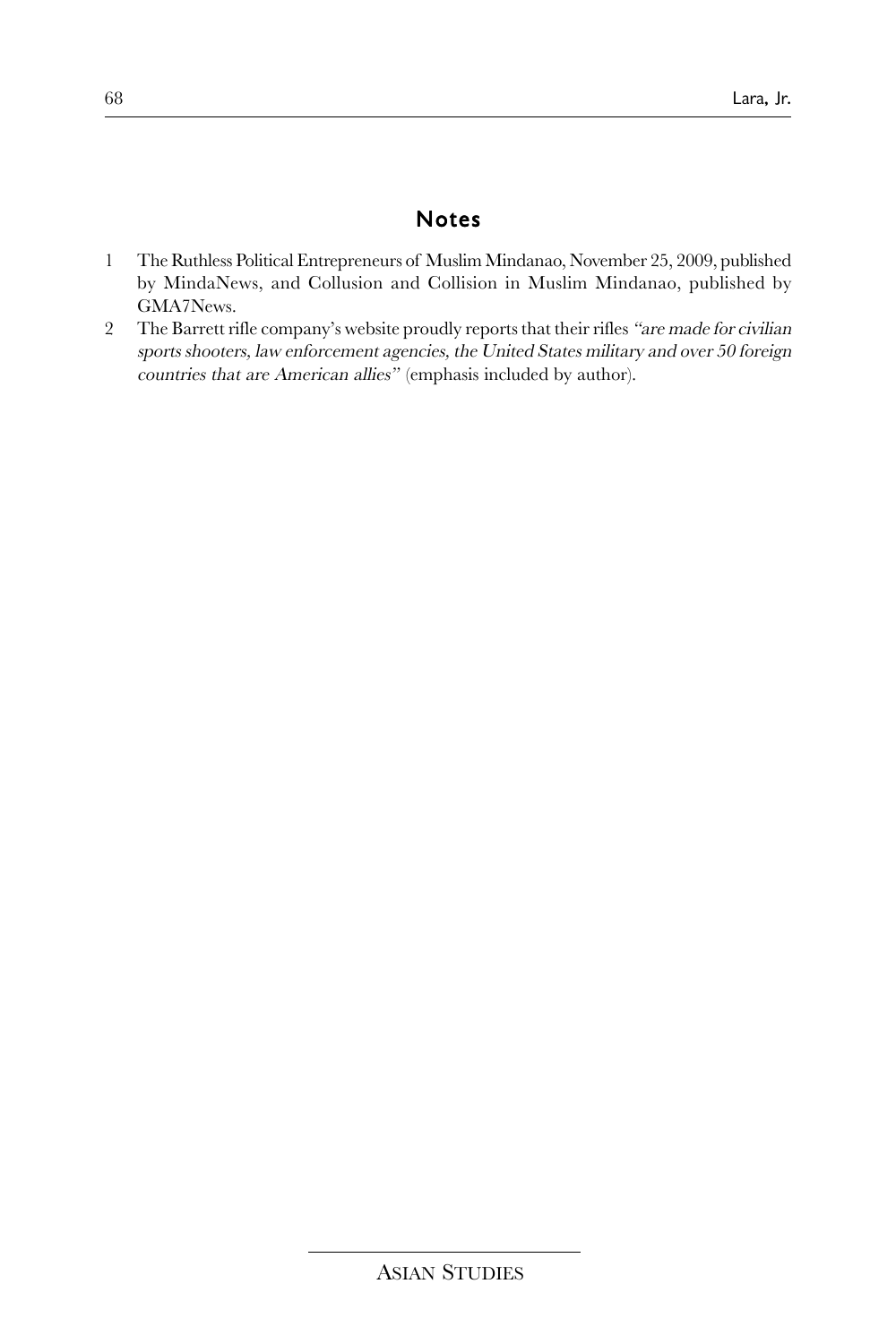## Notes

1. The Ruthless Political Entrepreneurs of Muslim Mindanao, November 25, 2009, published by MindaNews, and Collusion and Collision in Muslim Mindanao, published by GMA7News.
2. The Barrett rifle company's website proudly reports that their rifles *"are made for civilian sports shooters, law enforcement agencies, the United States military and over 50 foreign countries that are American allies"* (emphasis included by author).